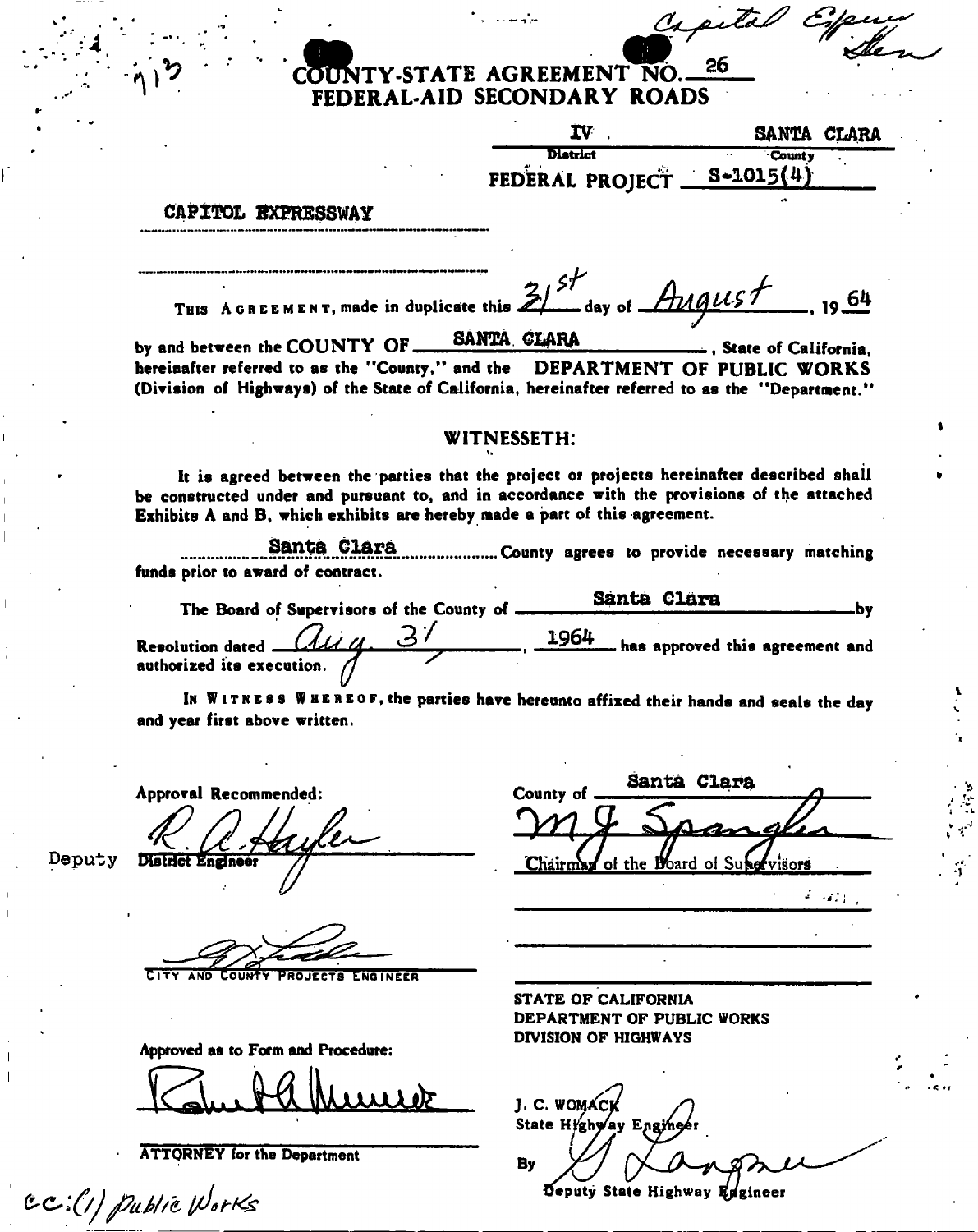Capital Expwy Item

413

# COUNTY-STATE AGREEMENT NO. 26
## FEDERAL-AID SECONDARY ROADS

| IV | SANTA CLARA |
|---|---|
| District | County |

FEDERAL PROJECT S-1015(4)

CAPITOL EXPRESSWAY

THIS AGREEMENT, made in duplicate this 31st day of August, 1964 by and between the COUNTY OF SANTA CLARA, State of California, hereinafter referred to as the "County," and the DEPARTMENT OF PUBLIC WORKS (Division of Highways) of the State of California, hereinafter referred to as the "Department."

WITNESSETH:

It is agreed between the parties that the project or projects hereinafter described shall be constructed under and pursuant to, and in accordance with the provisions of the attached Exhibits A and B, which exhibits are hereby made a part of this agreement.

Santa Clara County agrees to provide necessary matching funds prior to award of contract.

The Board of Supervisors of the County of Santa Clara by Resolution dated Aug. 31, 1964 has approved this agreement and authorized its execution.

IN WITNESS WHEREOF, the parties have hereunto affixed their hands and seals the day and year first above written.

Approval Recommended:

R. A. Hayler
Deputy District Engineer

[Signature]
CITY AND COUNTY PROJECTS ENGINEER

Approved as to Form and Procedure:

[Signature]
ATTORNEY for the Department

County of Santa Clara

M J Spangler
Chairman of the Board of Supervisors

STATE OF CALIFORNIA
DEPARTMENT OF PUBLIC WORKS
DIVISION OF HIGHWAYS

J. C. WOMACK
State Highway Engineer

By [Signature]
Deputy State Highway Engineer

cc: (1) Public Works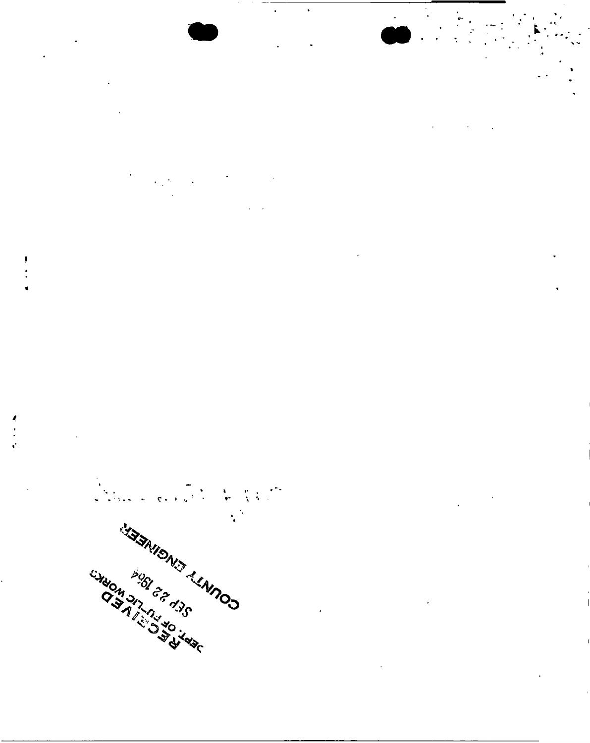RECEIVED
DEPT. OF PUBLIC WORKS
SEP 22 1964
COUNTY ENGINEER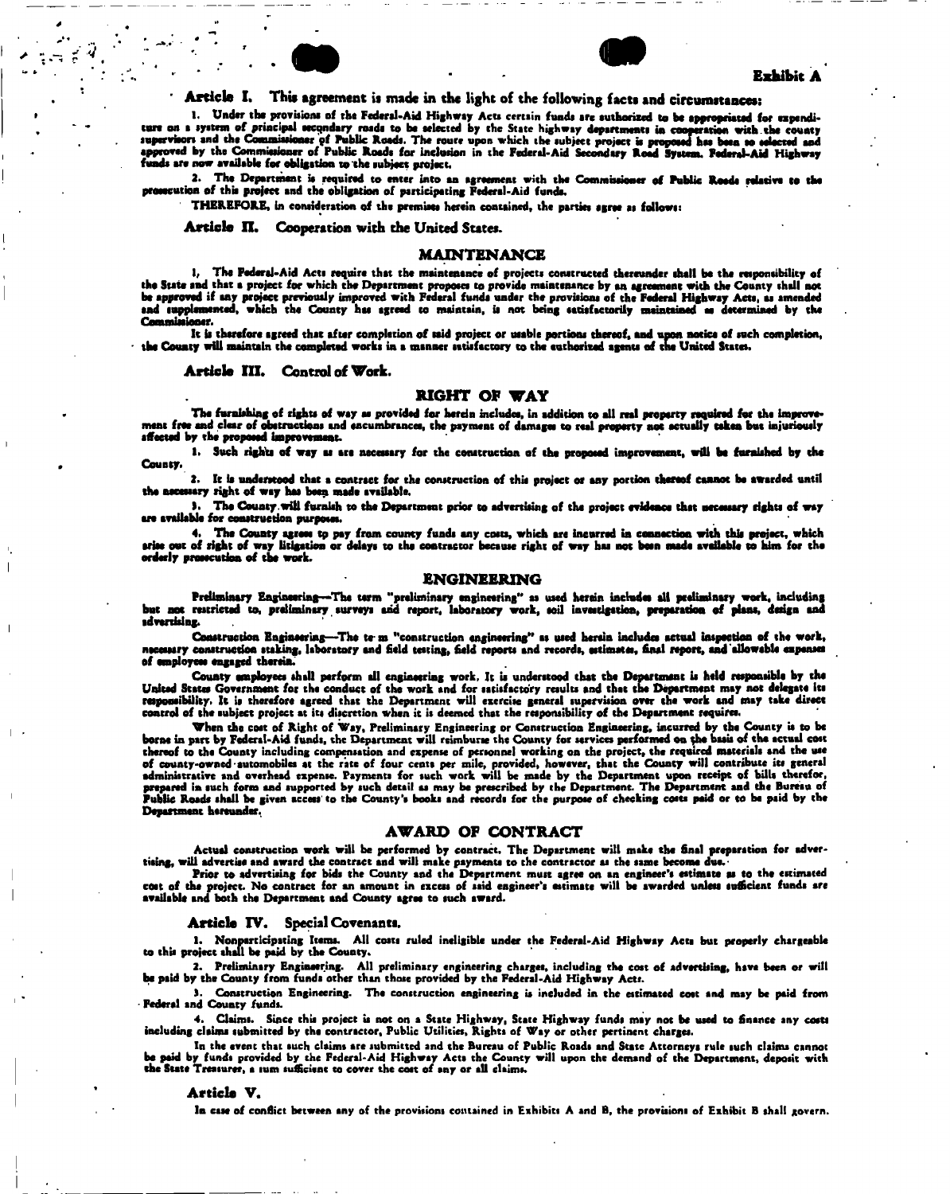**Exhibit A**

**Article I.** This agreement is made in the light of the following facts and circumstances:

1. Under the provisions of the Federal-Aid Highway Acts certain funds are authorized to be appropriated for expenditure on a system of principal secondary roads to be selected by the State highway departments in cooperation with the county supervisors and the Commissioner of Public Roads. The route upon which the subject project is proposed has been so selected and approved by the Commissioner of Public Roads for inclusion in the Federal-Aid Secondary Road System. Federal-Aid Highway funds are now available for obligation to the subject project.

2. The Department is required to enter into an agreement with the Commissioner of Public Roads relative to the prosecution of this project and the obligation of participating Federal-Aid funds.

THEREFORE, in consideration of the premises herein contained, the parties agree as follows:

**Article II.** Cooperation with the United States.

## MAINTENANCE

1. The Federal-Aid Acts require that the maintenance of projects constructed thereunder shall be the responsibility of the State and that a project for which the Department proposes to provide maintenance by an agreement with the County shall not be approved if any project previously improved with Federal funds under the provisions of the Federal Highway Acts, as amended and supplemented, which the County has agreed to maintain, is not being satisfactorily maintained as determined by the Commissioner.

It is therefore agreed that after completion of said project or usable portions thereof, and upon notice of such completion, the County will maintain the completed works in a manner satisfactory to the authorized agents of the United States.

**Article III.** Control of Work.

## RIGHT OF WAY

The furnishing of rights of way as provided for herein includes, in addition to all real property required for the improvement free and clear of obstructions and encumbrances, the payment of damages to real property not actually taken but injuriously affected by the proposed improvement.

1. Such rights of way as are necessary for the construction of the proposed improvement, will be furnished by the County.

2. It is understood that a contract for the construction of this project or any portion thereof cannot be awarded until the necessary right of way has been made available.

3. The County will furnish to the Department prior to advertising of the project evidence that necessary rights of way are available for construction purposes.

4. The County agrees to pay from county funds any costs, which are incurred in connection with this project, which arise out of right of way litigation or delays to the contractor because right of way has not been made available to him for the orderly prosecution of the work.

## ENGINEERING

Preliminary Engineering—The term "preliminary engineering" as used herein includes all preliminary work, including but not restricted to, preliminary surveys and report, laboratory work, soil investigation, preparation of plans, design and advertising.

Construction Engineering—The term "construction engineering" as used herein includes actual inspection of the work, necessary construction staking, laboratory and field testing, field reports and records, estimates, final report, and allowable expenses of employees engaged therein.

County employees shall perform all engineering work. It is understood that the Department is held responsible by the United States Government for the conduct of the work and for satisfactory results and that the Department may not delegate its responsibility. It is therefore agreed that the Department will exercise general supervision over the work and may take direct control of the subject project at its discretion when it is deemed that the responsibility of the Department requires.

When the cost of Right of Way, Preliminary Engineering or Construction Engineering, incurred by the County is to be borne in part by Federal-Aid funds, the Department will reimburse the County for services performed on the basis of the actual cost thereof to the County including compensation and expense of personnel working on the project, the required materials and the use of county-owned automobiles at the rate of four cents per mile, provided, however, that the County will contribute its general administrative and overhead expense. Payments for such work will be made by the Department upon receipt of bills therefor, prepared in such form and supported by such detail as may be prescribed by the Department. The Department and the Bureau of Public Roads shall be given access to the County's books and records for the purpose of checking costs paid or to be paid by the Department hereunder.

## AWARD OF CONTRACT

Actual construction work will be performed by contract. The Department will make the final preparation for advertising, will advertise and award the contract and will make payments to the contractor as the same become due.

Prior to advertising for bids the County and the Department must agree on an engineer's estimate as to the estimated cost of the project. No contract for an amount in excess of said engineer's estimate will be awarded unless sufficient funds are available and both the Department and County agree to such award.

**Article IV.** Special Covenants.

1. Nonparticipating Items. All costs ruled ineligible under the Federal-Aid Highway Acts but properly chargeable to this project shall be paid by the County.

2. Preliminary Engineering. All preliminary engineering charges, including the cost of advertising, have been or will be paid by the County from funds other than those provided by the Federal-Aid Highway Acts.

3. Construction Engineering. The construction engineering is included in the estimated cost and may be paid from Federal and County funds.

4. Claims. Since this project is not on a State Highway, State Highway funds may not be used to finance any costs including claims submitted by the contractor, Public Utilities, Rights of Way or other pertinent charges.

In the event that such claims are submitted and the Bureau of Public Roads and State Attorneys rule such claims cannot be paid by funds provided by the Federal-Aid Highway Acts the County will upon the demand of the Department, deposit with the State Treasurer, a sum sufficient to cover the cost of any or all claims.

**Article V.**

In case of conflict between any of the provisions contained in Exhibits A and B, the provisions of Exhibit B shall govern.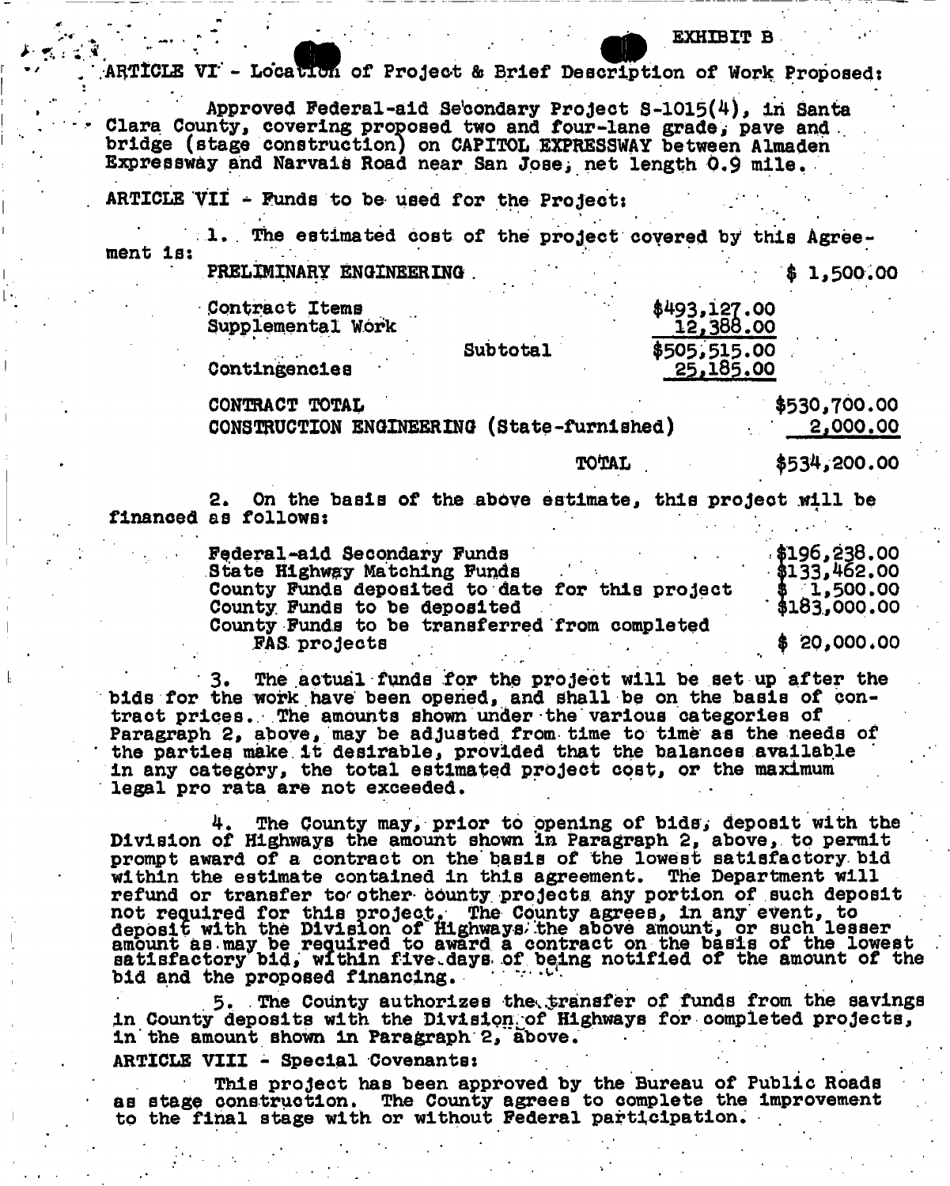EXHIBIT B

ARTICLE VI - Location of Project & Brief Description of Work Proposed:

Approved Federal-aid Secondary Project S-1015(4), in Santa Clara County, covering proposed two and four-lane grade, pave and bridge (stage construction) on CAPITOL EXPRESSWAY between Almaden Expressway and Narvais Road near San Jose, net length 0.9 mile.

ARTICLE VII - Funds to be used for the Project:

1. The estimated cost of the project covered by this Agreement is:

| | | |
|---|---|---|
| PRELIMINARY ENGINEERING | | $ 1,500.00 |
| Contract Items | $493,127.00 | |
| Supplemental Work | 12,388.00 | |
| Subtotal | $505,515.00 | |
| Contingencies | 25,185.00 | |
| CONTRACT TOTAL | | $530,700.00 |
| CONSTRUCTION ENGINEERING (State-furnished) | | 2,000.00 |
| TOTAL | | $534,200.00 |

2. On the basis of the above estimate, this project will be financed as follows:

| | |
|---|---|
| Federal-aid Secondary Funds | $196,238.00 |
| State Highway Matching Funds | $133,462.00 |
| County Funds deposited to date for this project | $ 1,500.00 |
| County Funds to be deposited | $183,000.00 |
| County Funds to be transferred from completed FAS projects | $ 20,000.00 |

3. The actual funds for the project will be set up after the bids for the work have been opened, and shall be on the basis of contract prices. The amounts shown under the various categories of Paragraph 2, above, may be adjusted from time to time as the needs of the parties make it desirable, provided that the balances available in any category, the total estimated project cost, or the maximum legal pro rata are not exceeded.

4. The County may, prior to opening of bids, deposit with the Division of Highways the amount shown in Paragraph 2, above, to permit prompt award of a contract on the basis of the lowest satisfactory bid within the estimate contained in this agreement. The Department will refund or transfer to other county projects any portion of such deposit not required for this project. The County agrees, in any event, to deposit with the Division of Highways the above amount, or such lesser amount as may be required to award a contract on the basis of the lowest satisfactory bid, within five days of being notified of the amount of the bid and the proposed financing.

5. The County authorizes the transfer of funds from the savings in County deposits with the Division of Highways for completed projects, in the amount shown in Paragraph 2, above.

ARTICLE VIII - Special Covenants:

This project has been approved by the Bureau of Public Roads as stage construction. The County agrees to complete the improvement to the final stage with or without Federal participation.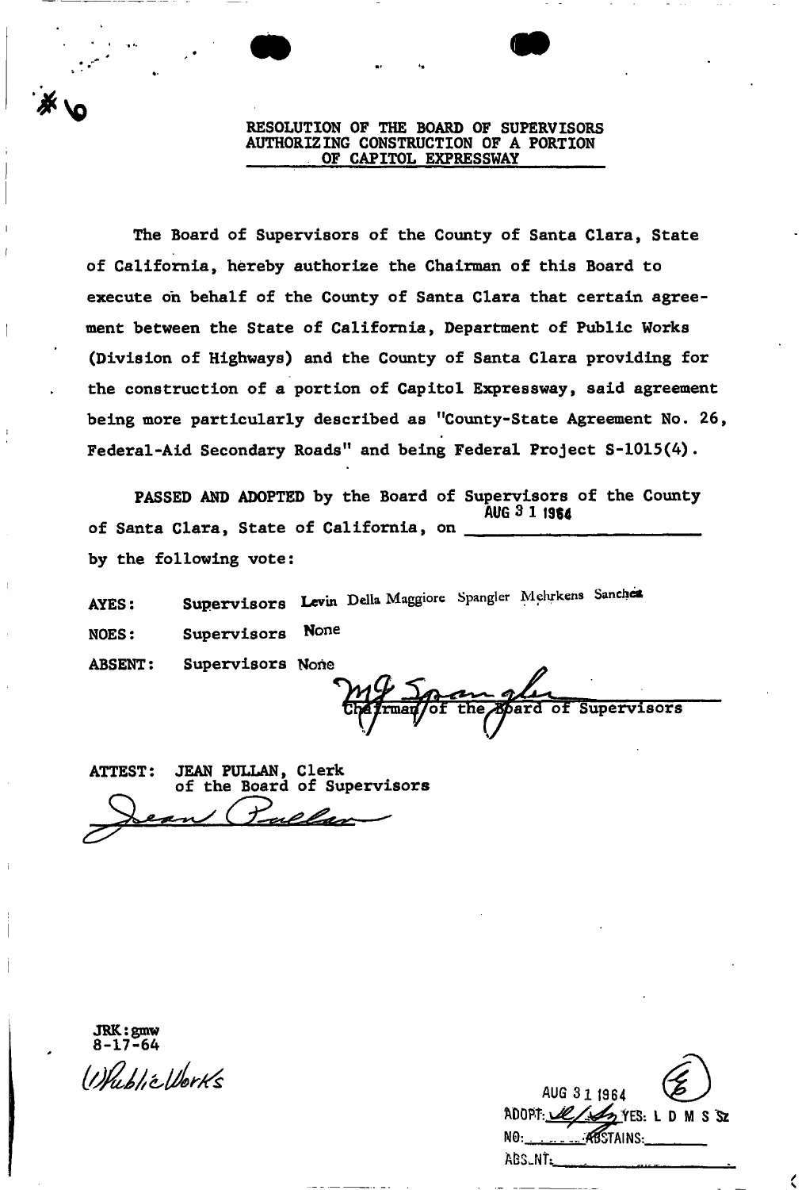*6

# RESOLUTION OF THE BOARD OF SUPERVISORS AUTHORIZING CONSTRUCTION OF A PORTION OF CAPITOL EXPRESSWAY

The Board of Supervisors of the County of Santa Clara, State of California, hereby authorize the Chairman of this Board to execute on behalf of the County of Santa Clara that certain agreement between the State of California, Department of Public Works (Division of Highways) and the County of Santa Clara providing for the construction of a portion of Capitol Expressway, said agreement being more particularly described as "County-State Agreement No. 26, Federal-Aid Secondary Roads" and being Federal Project S-1015(4).

**PASSED AND ADOPTED** by the Board of Supervisors of the County of Santa Clara, State of California, on AUG 31 1964 by the following vote:

AYES: Supervisors Levin Della Maggiore Spangler Mehrkens Sanchez

NOES: Supervisors None

ABSENT: Supervisors None

M G Spangler
Chairman of the Board of Supervisors

ATTEST: JEAN PULLAN, Clerk
of the Board of Supervisors

Jean Pullan

JRK:gmw
8-17-64

(1) Public Works

AUG 31 1964
ADOPT: YES: L D M S Sz
NO: ABSTAINS:
ABSENT: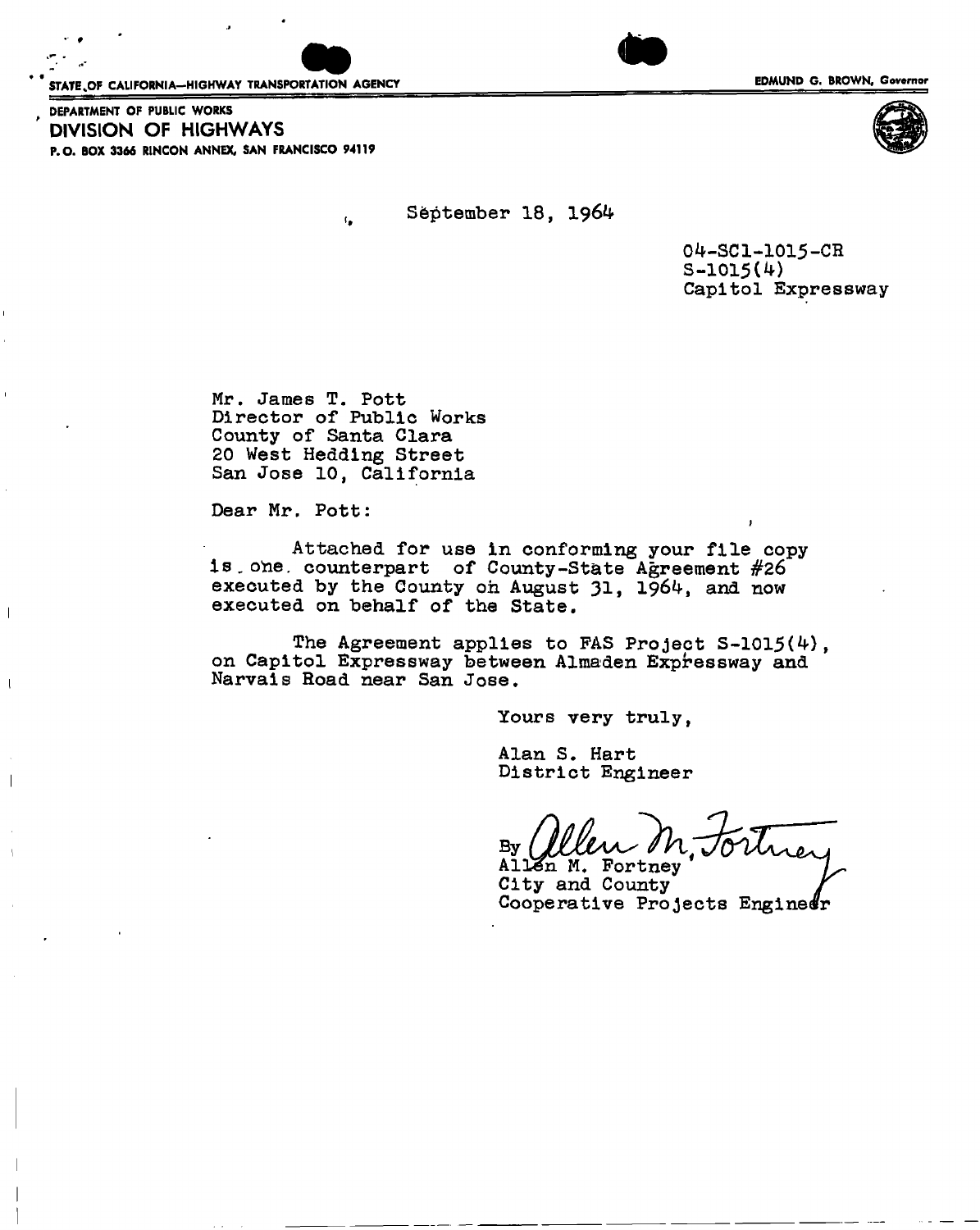STATE OF CALIFORNIA—HIGHWAY TRANSPORTATION AGENCY

EDMUND G. BROWN, Governor

DEPARTMENT OF PUBLIC WORKS

**DIVISION OF HIGHWAYS**

P. O. BOX 3366 RINCON ANNEX, SAN FRANCISCO 94119

September 18, 1964

04-SCl-1015-CR
S-1015(4)
Capitol Expressway

Mr. James T. Pott
Director of Public Works
County of Santa Clara
20 West Hedding Street
San Jose 10, California

Dear Mr. Pott:

Attached for use in conforming your file copy is one counterpart of County-State Agreement #26 executed by the County on August 31, 1964, and now executed on behalf of the State.

The Agreement applies to FAS Project S-1015(4), on Capitol Expressway between Almaden Expressway and Narvais Road near San Jose.

Yours very truly,

Alan S. Hart
District Engineer

By Allen M. Fortney
Allen M. Fortney
City and County
Cooperative Projects Engineer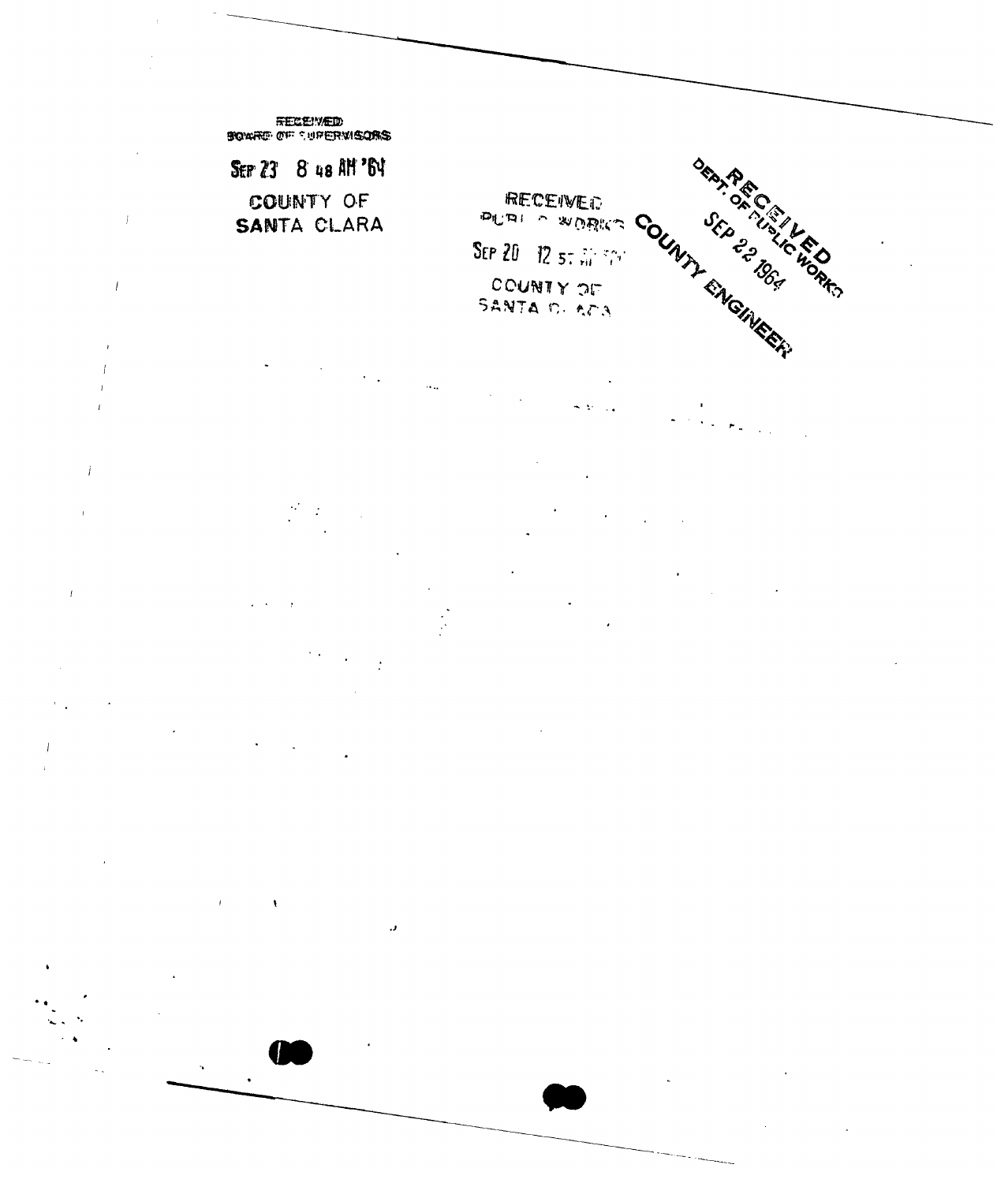RECEIVED
BOARD OF SUPERVISORS

SEP 23 8 48 AM '64

COUNTY OF
SANTA CLARA

RECEIVED
PUBLIC WORKS

SEP 20 12 57 PM '64

COUNTY OF
SANTA CLARA

RECEIVED
DEPT. OF PUBLIC WORKS
SEP 22 1964
COUNTY ENGINEER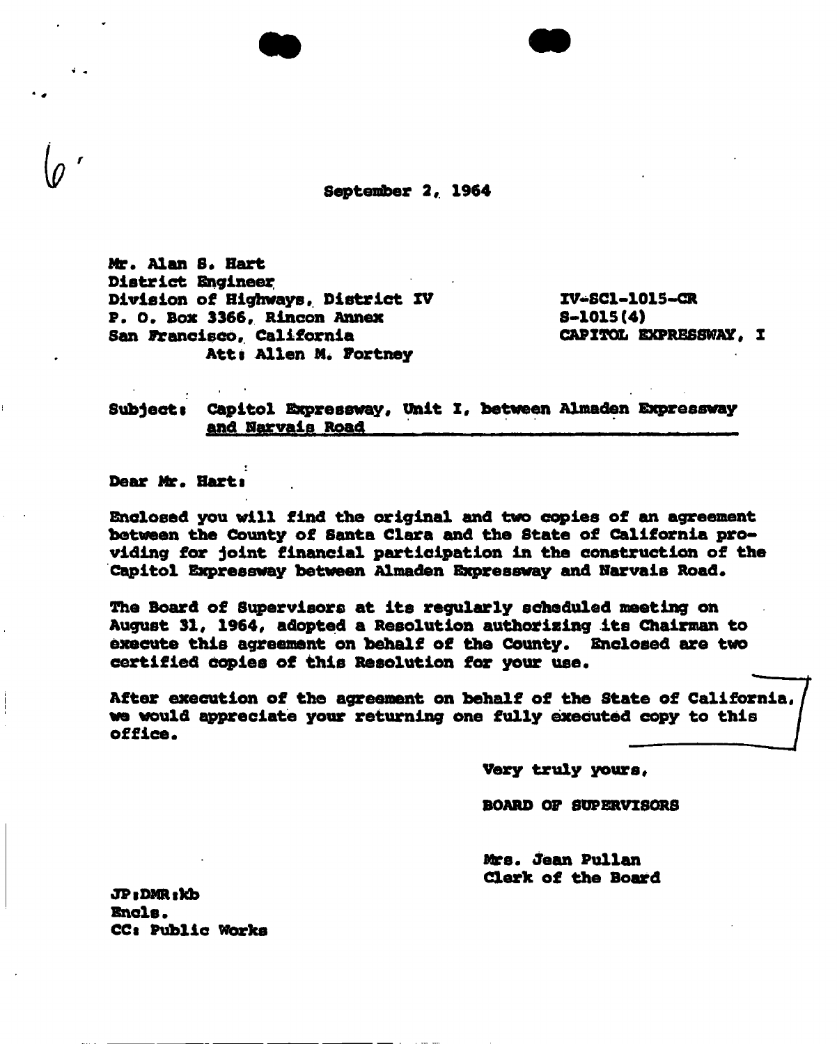6

September 2, 1964

Mr. Alan S. Hart
District Engineer
Division of Highways, District IV
P. O. Box 3366, Rincon Annex
San Francisco, California
Att: Allen M. Fortney

IV-SCl-1015-CR
S-1015(4)
CAPITOL EXPRESSWAY, I

Subject: Capitol Expressway, Unit I, between Almaden Expressway and Narvais Road

Dear Mr. Hart:

Enclosed you will find the original and two copies of an agreement between the County of Santa Clara and the State of California providing for joint financial participation in the construction of the Capitol Expressway between Almaden Expressway and Narvais Road.

The Board of Supervisors at its regularly scheduled meeting on August 31, 1964, adopted a Resolution authorizing its Chairman to execute this agreement on behalf of the County. Enclosed are two certified copies of this Resolution for your use.

After execution of the agreement on behalf of the State of California, we would appreciate your returning one fully executed copy to this office.

Very truly yours,

BOARD OF SUPERVISORS

Mrs. Jean Pullan
Clerk of the Board

JP:DMR:kb
Encls.
CC: Public Works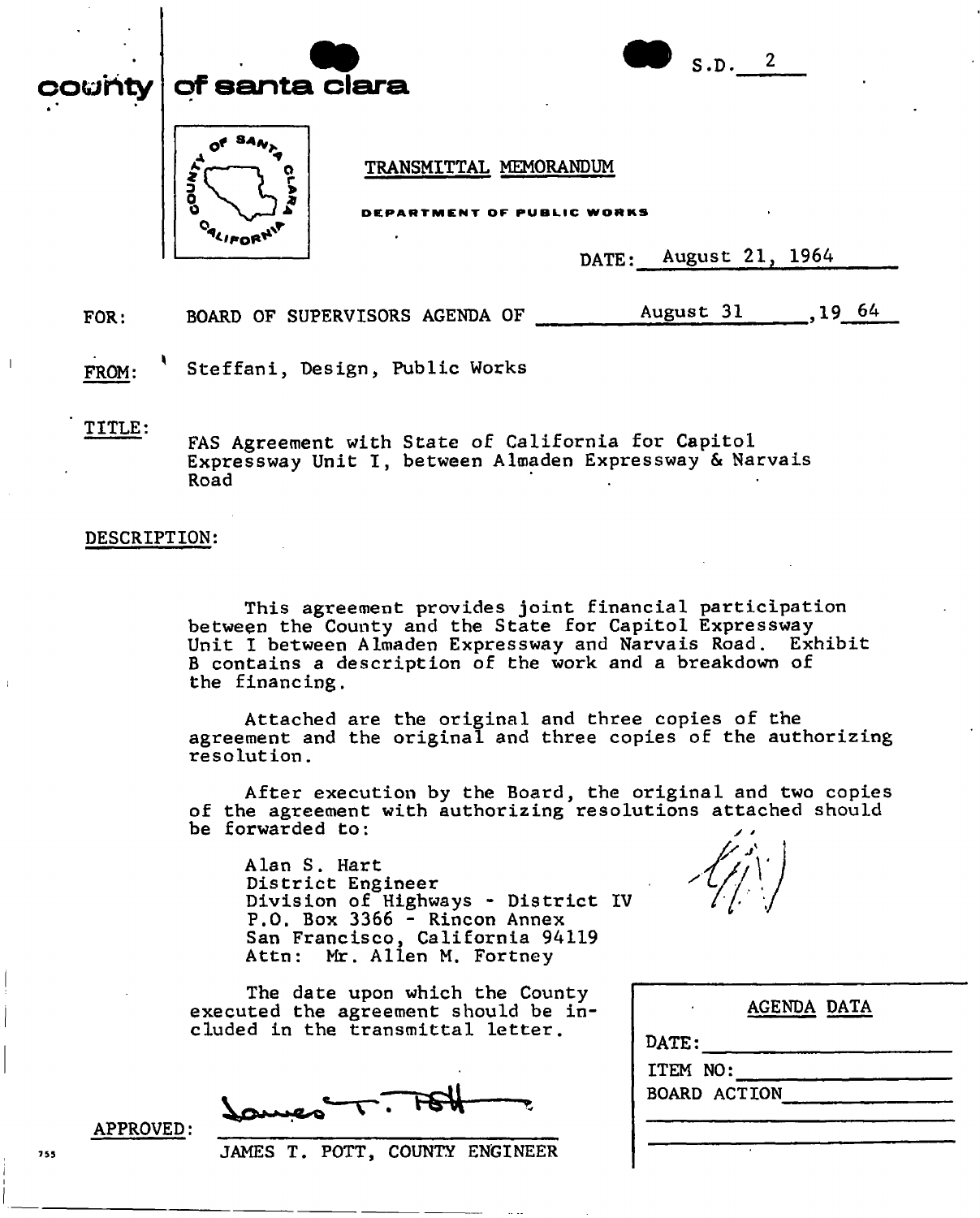**county of santa clara**

S.D. 2

TRANSMITTAL MEMORANDUM

DEPARTMENT OF PUBLIC WORKS

DATE: August 21, 1964

FOR: BOARD OF SUPERVISORS AGENDA OF August 31, 19 64

FROM: Steffani, Design, Public Works

TITLE: FAS Agreement with State of California for Capitol Expressway Unit I, between Almaden Expressway & Narvais Road

DESCRIPTION:

This agreement provides joint financial participation between the County and the State for Capitol Expressway Unit I between Almaden Expressway and Narvais Road. Exhibit B contains a description of the work and a breakdown of the financing.

Attached are the original and three copies of the agreement and the original and three copies of the authorizing resolution.

After execution by the Board, the original and two copies of the agreement with authorizing resolutions attached should be forwarded to:

Alan S. Hart
District Engineer
Division of Highways - District IV
P.O. Box 3366 - Rincon Annex
San Francisco, California 94119
Attn: Mr. Allen M. Fortney

The date upon which the County executed the agreement should be included in the transmittal letter.

APPROVED: James T. Pott
JAMES T. POTT, COUNTY ENGINEER

| AGENDA DATA |
|---|
| DATE: |
| ITEM NO: |
| BOARD ACTION |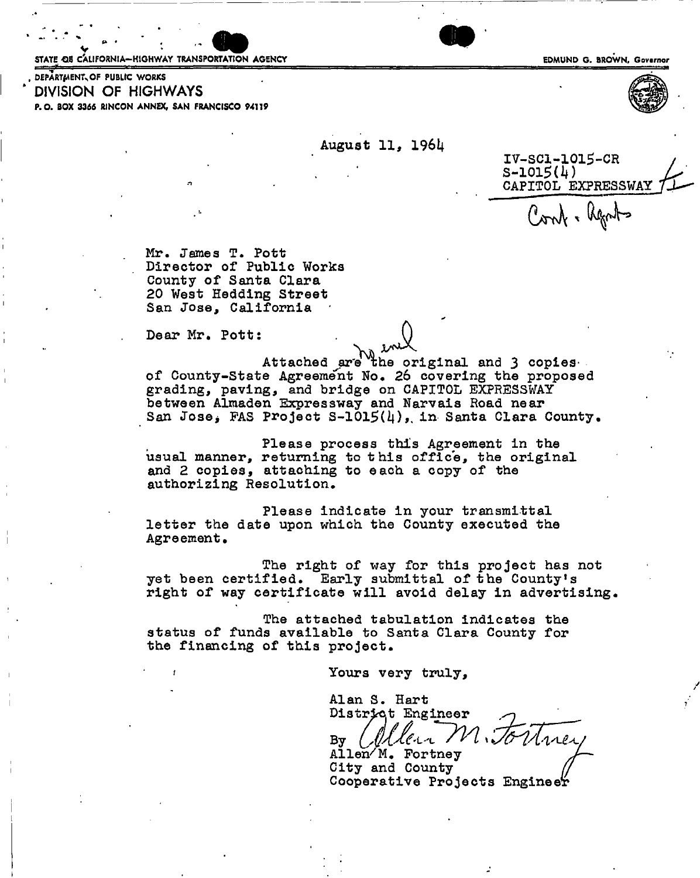STATE OF CALIFORNIA—HIGHWAY TRANSPORTATION AGENCY

EDMUND G. BROWN, Governor

DEPARTMENT OF PUBLIC WORKS

# DIVISION OF HIGHWAYS

P. O. BOX 3366 RINCON ANNEX, SAN FRANCISCO 94119

August 11, 1964

IV-SCl-1015-CR
S-1015(4)
CAPITOL EXPRESSWAY

Cont. Agmts

Mr. James T. Pott
Director of Public Works
County of Santa Clara
20 West Hedding Street
San Jose, California

Dear Mr. Pott:

Attached are the original and 3 copies of County-State Agreement No. 26 covering the proposed grading, paving, and bridge on CAPITOL EXPRESSWAY between Almaden Expressway and Narvais Road near San Jose, FAS Project S-1015(4), in Santa Clara County.

Please process this Agreement in the usual manner, returning to this office, the original and 2 copies, attaching to each a copy of the authorizing Resolution.

Please indicate in your transmittal letter the date upon which the County executed the Agreement.

The right of way for this project has not yet been certified. Early submittal of the County's right of way certificate will avoid delay in advertising.

The attached tabulation indicates the status of funds available to Santa Clara County for the financing of this project.

Yours very truly,

Alan S. Hart
District Engineer

By Allen M. Fortney
Allen M. Fortney
City and County
Cooperative Projects Engineer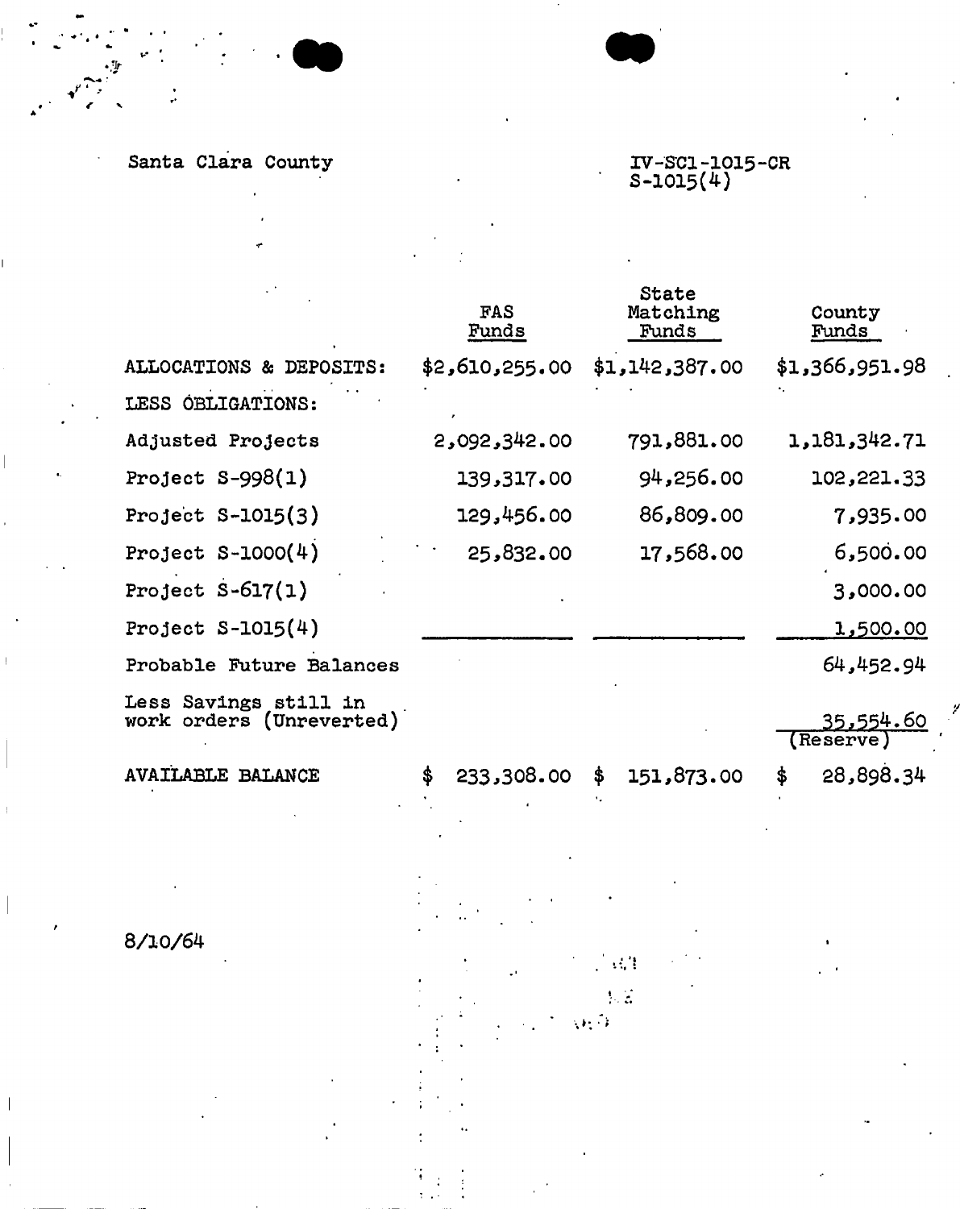Santa Clara County

IV-SC1-1015-CR
S-1015(4)

| | FAS Funds | State Matching Funds | County Funds |
|---|---|---|---|
| ALLOCATIONS & DEPOSITS: | $2,610,255.00 | $1,142,387.00 | $1,366,951.98 |
| LESS OBLIGATIONS: | | | |
| Adjusted Projects | 2,092,342.00 | 791,881.00 | 1,181,342.71 |
| Project S-998(1) | 139,317.00 | 94,256.00 | 102,221.33 |
| Project S-1015(3) | 129,456.00 | 86,809.00 | 7,935.00 |
| Project S-1000(4) | 25,832.00 | 17,568.00 | 6,500.00 |
| Project S-617(1) | | | 3,000.00 |
| Project S-1015(4) | | | 1,500.00 |
| Probable Future Balances | | | 64,452.94 |
| Less Savings still in work orders (Unreverted) | | | 35,554.60 (Reserve) |
| AVAILABLE BALANCE | $ 233,308.00 | $ 151,873.00 | $ 28,898.34 |

8/10/64